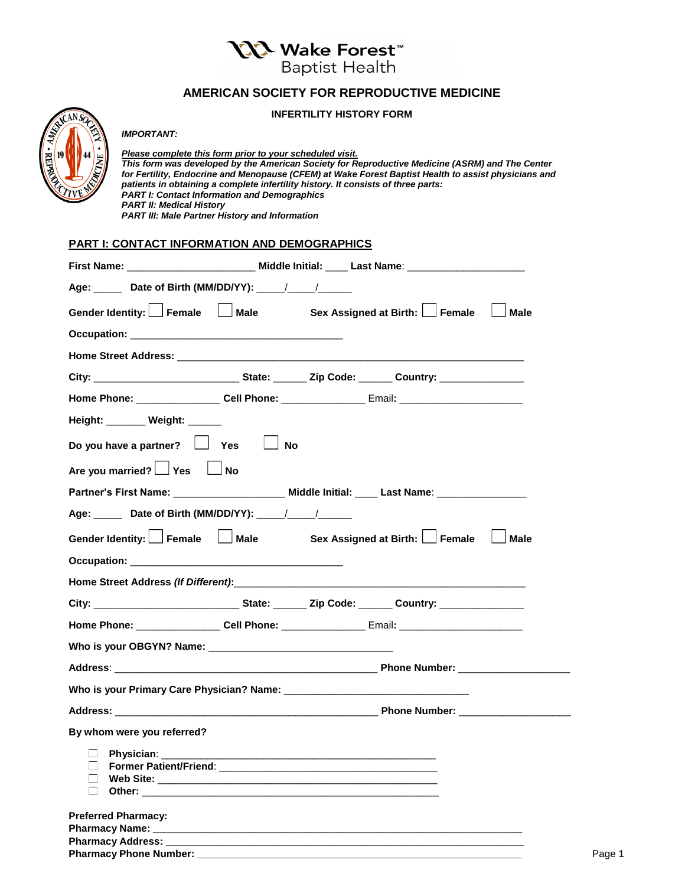Wake Forest™ Baptist Health

# AMERICAN SOCIETY FOR REPRODUCTIVE MEDICINE

## INFERTILITY HISTORY FORM

***IMPORTANT:***

***Please complete this form prior to your scheduled visit.***
***This form was developed by the American Society for Reproductive Medicine (ASRM) and The Center for Fertility, Endocrine and Menopause (CFEM) at Wake Forest Baptist Health to assist physicians and patients in obtaining a complete infertility history. It consists of three parts:***
***PART I: Contact Information and Demographics***
***PART II: Medical History***
***PART III: Male Partner History and Information***

## PART I: CONTACT INFORMATION AND DEMOGRAPHICS

**First Name:** ______________________ **Middle Initial:** ____ **Last Name**: ____________________

**Age:** _____ **Date of Birth (MM/DD/YY):** _____/_____/______

**Gender Identity:** ☐ **Female** ☐ **Male** **Sex Assigned at Birth:** ☐ **Female** ☐ **Male**

**Occupation:** ____________________________________

**Home Street Address:** ___________________________________________________________

**City:** _________________________ **State:** ______ **Zip Code:** ______ **Country:** ______________

**Home Phone:** ______________ **Cell Phone:** ______________ Email**:** _____________________

**Height:** _______ **Weight:** ______

**Do you have a partner?** ☐ **Yes** ☐ **No**

**Are you married?** ☐ **Yes** ☐ **No**

**Partner's First Name:** ___________________ **Middle Initial:** ____ **Last Name**: _______________

**Age:** _____ **Date of Birth (MM/DD/YY):** _____/_____/______

**Gender Identity:** ☐ **Female** ☐ **Male** **Sex Assigned at Birth:** ☐ **Female** ☐ **Male**

**Occupation:** ____________________________________

**Home Street Address *(If Different)*:**__________________________________________________

**City:** _________________________ **State:** ______ **Zip Code:** ______ **Country:** ______________

**Home Phone:** ______________ **Cell Phone:** ______________ Email**:** _____________________

**Who is your OBGYN? Name:** _______________________________

**Address**: ______________________________________________ **Phone Number:** ___________________

**Who is your Primary Care Physician? Name:** _______________________________

**Address:** ______________________________________________ **Phone Number:** ___________________

**By whom were you referred?**

- ☐ **Physician**: ________________________________________________
- ☐ **Former Patient/Friend**: ______________________________________
- ☐ **Web Site:** _________________________________________________
- ☐ **Other:** ____________________________________________________

**Preferred Pharmacy:**
**Pharmacy Name:** _____________________________________________________________
**Pharmacy Address:** ___________________________________________________________
**Pharmacy Phone Number:** ______________________________________________________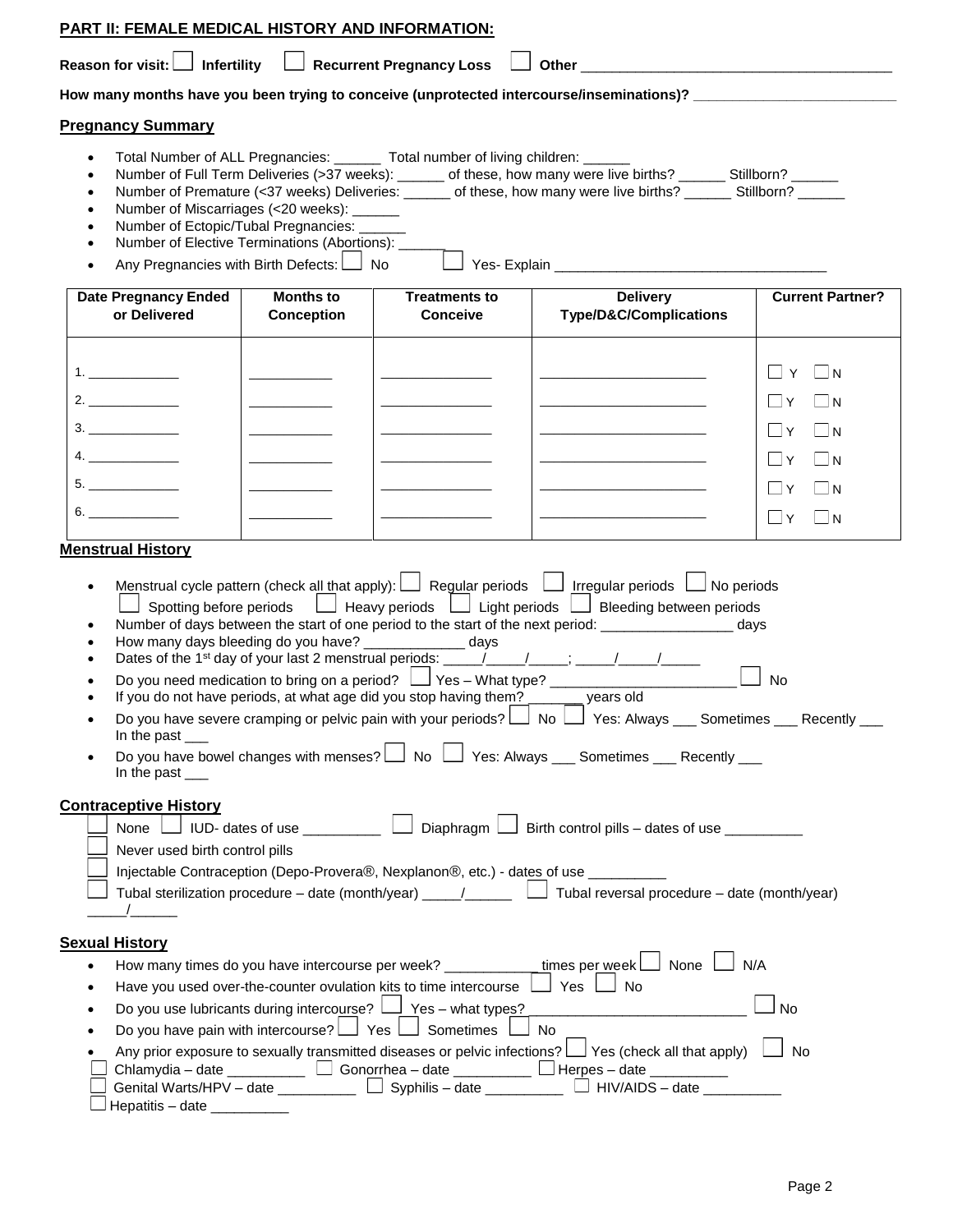## PART II: FEMALE MEDICAL HISTORY AND INFORMATION:

**Reason for visit:** ☐ **Infertility** ☐ **Recurrent Pregnancy Loss** ☐ **Other** ________________________________________

**How many months have you been trying to conceive (unprotected intercourse/inseminations)?** _________________________

### Pregnancy Summary

- Total Number of ALL Pregnancies: ______ Total number of living children: ______
- Number of Full Term Deliveries (>37 weeks): ______ of these, how many were live births? ______ Stillborn? ______
- Number of Premature (<37 weeks) Deliveries: ______ of these, how many were live births? ______ Stillborn? ______
- Number of Miscarriages (<20 weeks): ______
- Number of Ectopic/Tubal Pregnancies: ______
- Number of Elective Terminations (Abortions): ______
- Any Pregnancies with Birth Defects: ☐ No ☐ Yes- Explain __________________________________

| Date Pregnancy Ended or Delivered | Months to Conception | Treatments to Conceive | Delivery Type/D&C/Complications | Current Partner? |
|---|---|---|---|---|
| 1. ____________ | ___________ | ______________ | _____________________ | ☐ Y ☐ N |
| 2. ____________ | ___________ | ______________ | _____________________ | ☐ Y ☐ N |
| 3. ____________ | ___________ | ______________ | _____________________ | ☐ Y ☐ N |
| 4. ____________ | ___________ | ______________ | _____________________ | ☐ Y ☐ N |
| 5. ____________ | ___________ | ______________ | _____________________ | ☐ Y ☐ N |
| 6. ____________ | ___________ | ______________ | _____________________ | ☐ Y ☐ N |

### Menstrual History

- Menstrual cycle pattern (check all that apply): ☐ Regular periods ☐ Irregular periods ☐ No periods
  ☐ Spotting before periods ☐ Heavy periods ☐ Light periods ☐ Bleeding between periods
- Number of days between the start of one period to the start of the next period: ________________ days
- How many days bleeding do you have? ____________ days
- Dates of the 1st day of your last 2 menstrual periods: _____/_____/_____; _____/_____/_____
- Do you need medication to bring on a period? ☐ Yes – What type? ________________________ ☐ No
- If you do not have periods, at what age did you stop having them? _______ years old
- Do you have severe cramping or pelvic pain with your periods? ☐ No ☐ Yes: Always ___ Sometimes ___ Recently ___ In the past ___
- Do you have bowel changes with menses? ☐ No ☐ Yes: Always ___ Sometimes ___ Recently ___ In the past ___

### Contraceptive History

☐ None ☐ IUD- dates of use __________ ☐ Diaphragm ☐ Birth control pills – dates of use __________

☐ Never used birth control pills

☐ Injectable Contraception (Depo-Provera®, Nexplanon®, etc.) - dates of use __________

☐ Tubal sterilization procedure – date (month/year) _____/______ ☐ Tubal reversal procedure – date (month/year) _____/______

### Sexual History

- How many times do you have intercourse per week? ____________ times per week ☐ None ☐ N/A
- Have you used over-the-counter ovulation kits to time intercourse ☐ Yes ☐ No
- Do you use lubricants during intercourse? ☐ Yes – what types? ____________________________ ☐ No
- Do you have pain with intercourse? ☐ Yes ☐ Sometimes ☐ No
- Any prior exposure to sexually transmitted diseases or pelvic infections? ☐ Yes (check all that apply) ☐ No

☐ Chlamydia – date __________ ☐ Gonorrhea – date __________ ☐ Herpes – date __________

☐ Genital Warts/HPV – date __________ ☐ Syphilis – date __________ ☐ HIV/AIDS – date __________

☐ Hepatitis – date __________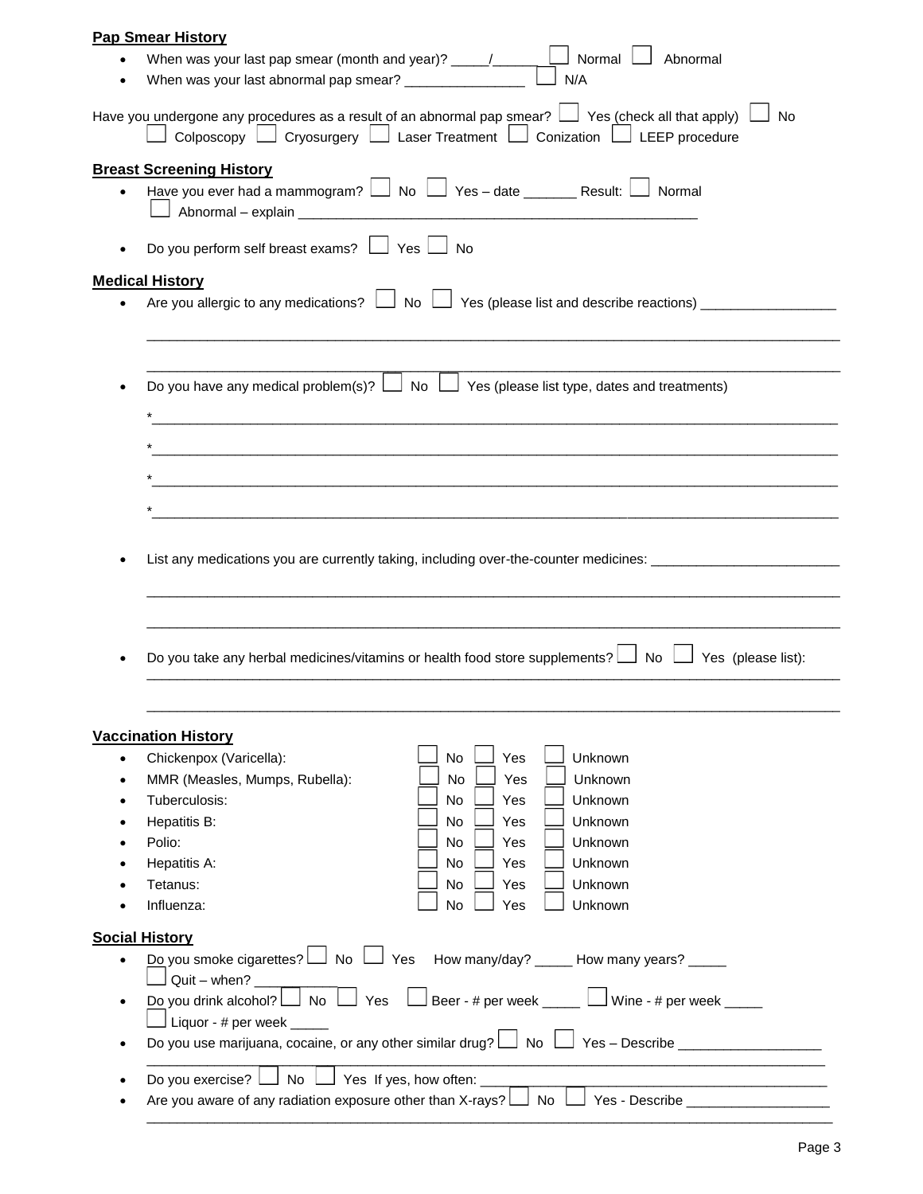**Pap Smear History**

- When was your last pap smear (month and year)? _____/______ ☐ Normal ☐ Abnormal
- When was your last abnormal pap smear? ________________ ☐ N/A

Have you undergone any procedures as a result of an abnormal pap smear? ☐ Yes (check all that apply) ☐ No
☐ Colposcopy ☐ Cryosurgery ☐ Laser Treatment ☐ Conization ☐ LEEP procedure

**Breast Screening History**

- Have you ever had a mammogram? ☐ No ☐ Yes – date _______ Result: ☐ Normal
  ☐ Abnormal – explain ______________________________________________________
- Do you perform self breast exams? ☐ Yes ☐ No

**Medical History**

- Are you allergic to any medications? ☐ No ☐ Yes (please list and describe reactions) __________________
  ____________________________________________________________________________________________
  ____________________________________________________________________________________________
- Do you have any medical problem(s)? ☐ No ☐ Yes (please list type, dates and treatments)
  *___________________________________________________________________________________________
  *___________________________________________________________________________________________
  *___________________________________________________________________________________________
  *___________________________________________________________________________________________
- List any medications you are currently taking, including over-the-counter medicines: _________________________
  ____________________________________________________________________________________________
  ____________________________________________________________________________________________
- Do you take any herbal medicines/vitamins or health food store supplements? ☐ No ☐ Yes (please list):
  ____________________________________________________________________________________________
  ____________________________________________________________________________________________

**Vaccination History**

- Chickenpox (Varicella): ☐ No ☐ Yes ☐ Unknown
- MMR (Measles, Mumps, Rubella): ☐ No ☐ Yes ☐ Unknown
- Tuberculosis: ☐ No ☐ Yes ☐ Unknown
- Hepatitis B: ☐ No ☐ Yes ☐ Unknown
- Polio: ☐ No ☐ Yes ☐ Unknown
- Hepatitis A: ☐ No ☐ Yes ☐ Unknown
- Tetanus: ☐ No ☐ Yes ☐ Unknown
- Influenza: ☐ No ☐ Yes ☐ Unknown

**Social History**

- Do you smoke cigarettes? ☐ No ☐ Yes How many/day? _____ How many years? _____
  ☐ Quit – when? ___________
- Do you drink alcohol? ☐ No ☐ Yes ☐ Beer - # per week _____ ☐ Wine - # per week _____
  ☐ Liquor - # per week _____
- Do you use marijuana, cocaine, or any other similar drug? ☐ No ☐ Yes – Describe __________________
  ____________________________________________________________________________________________
- Do you exercise? ☐ No ☐ Yes If yes, how often: ______________________________________________
- Are you aware of any radiation exposure other than X-rays? ☐ No ☐ Yes - Describe __________________
  ____________________________________________________________________________________________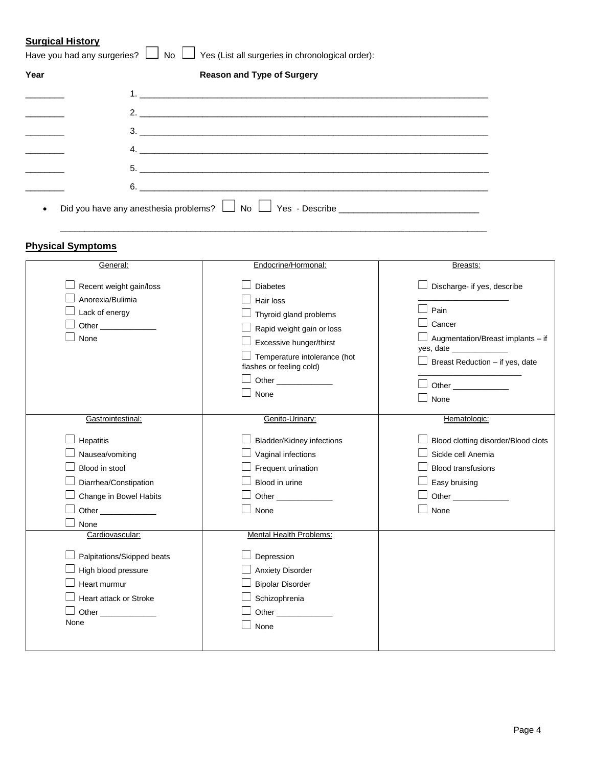**Surgical History**

Have you had any surgeries? ☐ No ☐ Yes (List all surgeries in chronological order):

| Year | Reason and Type of Surgery |
|---|---|
| ________ | 1. ____________________________________________ |
| ________ | 2. ____________________________________________ |
| ________ | 3. ____________________________________________ |
| ________ | 4. ____________________________________________ |
| ________ | 5. ____________________________________________ |
| ________ | 6. ____________________________________________ |

- Did you have any anesthesia problems? ☐ No ☐ Yes - Describe ____________________________

  ______________________________________________________________________________

**Physical Symptoms**

| General: | Endocrine/Hormonal: | Breasts: |
|---|---|---|
| ☐ Recent weight gain/loss<br>☐ Anorexia/Bulimia<br>☐ Lack of energy<br>☐ Other ____________<br>☐ None | ☐ Diabetes<br>☐ Hair loss<br>☐ Thyroid gland problems<br>☐ Rapid weight gain or loss<br>☐ Excessive hunger/thirst<br>☐ Temperature intolerance (hot flashes or feeling cold)<br>☐ Other ____________<br>☐ None | ☐ Discharge- if yes, describe ____________________<br>☐ Pain<br>☐ Cancer<br>☐ Augmentation/Breast implants – if yes, date ____________<br>☐ Breast Reduction – if yes, date ______________________<br>☐ Other ____________<br>☐ None |
| **Gastrointestinal:** | **Genito-Urinary:** | **Hematologic:** |
| ☐ Hepatitis<br>☐ Nausea/vomiting<br>☐ Blood in stool<br>☐ Diarrhea/Constipation<br>☐ Change in Bowel Habits<br>☐ Other ____________<br>☐ None | ☐ Bladder/Kidney infections<br>☐ Vaginal infections<br>☐ Frequent urination<br>☐ Blood in urine<br>☐ Other ____________<br>☐ None | ☐ Blood clotting disorder/Blood clots<br>☐ Sickle cell Anemia<br>☐ Blood transfusions<br>☐ Easy bruising<br>☐ Other ____________<br>☐ None |
| **Cardiovascular:** | **Mental Health Problems:** | |
| ☐ Palpitations/Skipped beats<br>☐ High blood pressure<br>☐ Heart murmur<br>☐ Heart attack or Stroke<br>☐ Other ____________<br>None | ☐ Depression<br>☐ Anxiety Disorder<br>☐ Bipolar Disorder<br>☐ Schizophrenia<br>☐ Other ____________<br>☐ None | |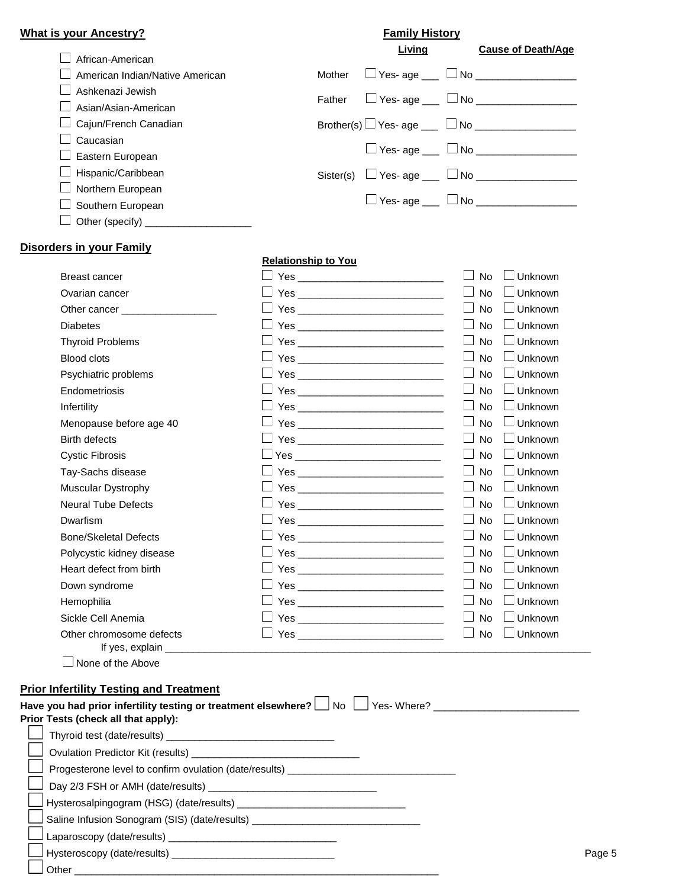**What is your Ancestry?**

- ☐ African-American
- ☐ American Indian/Native American
- ☐ Ashkenazi Jewish
- ☐ Asian/Asian-American
- ☐ Cajun/French Canadian
- ☐ Caucasian
- ☐ Eastern European
- ☐ Hispanic/Caribbean
- ☐ Northern European
- ☐ Southern European
- ☐ Other (specify) ___________________

**Family History**

| | Living | Cause of Death/Age |
|---|---|---|
| Mother | ☐ Yes- age ___ | ☐ No _________________ |
| Father | ☐ Yes- age ___ | ☐ No _________________ |
| Brother(s) | ☐ Yes- age ___ | ☐ No _________________ |
| | ☐ Yes- age ___ | ☐ No _________________ |
| Sister(s) | ☐ Yes- age ___ | ☐ No _________________ |
| | ☐ Yes- age ___ | ☐ No _________________ |

**Disorders in your Family**

| | Relationship to You | | |
|---|---|---|---|
| Breast cancer | ☐ Yes _________________________ | ☐ No | ☐ Unknown |
| Ovarian cancer | ☐ Yes _________________________ | ☐ No | ☐ Unknown |
| Other cancer _________________ | ☐ Yes _________________________ | ☐ No | ☐ Unknown |
| Diabetes | ☐ Yes _________________________ | ☐ No | ☐ Unknown |
| Thyroid Problems | ☐ Yes _________________________ | ☐ No | ☐ Unknown |
| Blood clots | ☐ Yes _________________________ | ☐ No | ☐ Unknown |
| Psychiatric problems | ☐ Yes _________________________ | ☐ No | ☐ Unknown |
| Endometriosis | ☐ Yes _________________________ | ☐ No | ☐ Unknown |
| Infertility | ☐ Yes _________________________ | ☐ No | ☐ Unknown |
| Menopause before age 40 | ☐ Yes _________________________ | ☐ No | ☐ Unknown |
| Birth defects | ☐ Yes _________________________ | ☐ No | ☐ Unknown |
| Cystic Fibrosis | ☐ Yes _________________________ | ☐ No | ☐ Unknown |
| Tay-Sachs disease | ☐ Yes _________________________ | ☐ No | ☐ Unknown |
| Muscular Dystrophy | ☐ Yes _________________________ | ☐ No | ☐ Unknown |
| Neural Tube Defects | ☐ Yes _________________________ | ☐ No | ☐ Unknown |
| Dwarfism | ☐ Yes _________________________ | ☐ No | ☐ Unknown |
| Bone/Skeletal Defects | ☐ Yes _________________________ | ☐ No | ☐ Unknown |
| Polycystic kidney disease | ☐ Yes _________________________ | ☐ No | ☐ Unknown |
| Heart defect from birth | ☐ Yes _________________________ | ☐ No | ☐ Unknown |
| Down syndrome | ☐ Yes _________________________ | ☐ No | ☐ Unknown |
| Hemophilia | ☐ Yes _________________________ | ☐ No | ☐ Unknown |
| Sickle Cell Anemia | ☐ Yes _________________________ | ☐ No | ☐ Unknown |
| Other chromosome defects | ☐ Yes _________________________ | ☐ No | ☐ Unknown |

If yes, explain ______________________________________________________________________________

☐ None of the Above

**Prior Infertility Testing and Treatment**

**Have you had prior infertility testing or treatment elsewhere?** ☐ No ☐ Yes- Where? _________________________

**Prior Tests (check all that apply):**

- ☐ Thyroid test (date/results) ______________________________
- ☐ Ovulation Predictor Kit (results) ______________________________
- ☐ Progesterone level to confirm ovulation (date/results) ______________________________
- ☐ Day 2/3 FSH or AMH (date/results) ______________________________
- ☐ Hysterosalpingogram (HSG) (date/results) ______________________________
- ☐ Saline Infusion Sonogram (SIS) (date/results) ______________________________
- ☐ Laparoscopy (date/results) ______________________________
- ☐ Hysteroscopy (date/results) ______________________________
- ☐ Other _________________________________________________________________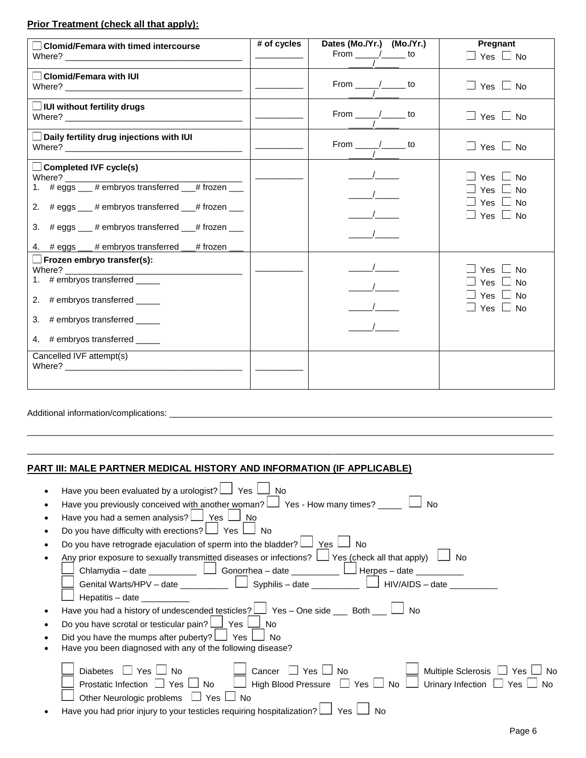**Prior Treatment (check all that apply):**

| | # of cycles | Dates (Mo./Yr.) (Mo./Yr.) | Pregnant |
|---|---|---|---|
| ☐ **Clomid/Femara with timed intercourse**<br>Where? ___________________________________ | __________ | From _____/_____ to _____/_____ | ☐ Yes ☐ No |
| ☐ **Clomid/Femara with IUI**<br>Where? ___________________________________ | __________ | From _____/_____ to _____/_____ | ☐ Yes ☐ No |
| ☐ **IUI without fertility drugs**<br>Where? ___________________________________ | __________ | From _____/_____ to _____/_____ | ☐ Yes ☐ No |
| ☐ **Daily fertility drug injections with IUI**<br>Where? ___________________________________ | __________ | From _____/_____ to _____/_____ | ☐ Yes ☐ No |
| ☐ **Completed IVF cycle(s)**<br>Where? ___________________________________<br>1. # eggs ___ # embryos transferred ___# frozen ___<br>2. # eggs ___ # embryos transferred ___# frozen ___<br>3. # eggs ___ # embryos transferred ___# frozen ___<br>4. # eggs ___ # embryos transferred ___# frozen ___ | __________ | _____/_____<br>_____/_____<br>_____/_____<br>_____/_____ | ☐ Yes ☐ No<br>☐ Yes ☐ No<br>☐ Yes ☐ No<br>☐ Yes ☐ No |
| ☐ **Frozen embryo transfer(s):**<br>Where? ___________________________________<br>1. # embryos transferred _____<br>2. # embryos transferred _____<br>3. # embryos transferred _____<br>4. # embryos transferred _____ | __________ | _____/_____<br>_____/_____<br>_____/_____<br>_____/_____ | ☐ Yes ☐ No<br>☐ Yes ☐ No<br>☐ Yes ☐ No<br>☐ Yes ☐ No |
| Cancelled IVF attempt(s)<br>Where? ___________________________________ | __________ | | |

Additional information/complications: ______________________________________________________________________________

______________________________________________________________________________________________________

______________________________________________________________________________________________________

## PART III: MALE PARTNER MEDICAL HISTORY AND INFORMATION (IF APPLICABLE)

- Have you been evaluated by a urologist? ☐ Yes ☐ No
- Have you previously conceived with another woman? ☐ Yes - How many times? _____ ☐ No
- Have you had a semen analysis? ☐ Yes ☐ No
- Do you have difficulty with erections? ☐ Yes ☐ No
- Do you have retrograde ejaculation of sperm into the bladder? ☐ Yes ☐ No
- Any prior exposure to sexually transmitted diseases or infections? ☐ Yes (check all that apply) ☐ No
  - ☐ Chlamydia – date __________ ☐ Gonorrhea – date __________ ☐ Herpes – date __________
  - ☐ Genital Warts/HPV – date __________ ☐ Syphilis – date __________ ☐ HIV/AIDS – date __________
  - ☐ Hepatitis – date __________
- Have you had a history of undescended testicles? ☐ Yes – One side ___ Both ___ ☐ No
- Do you have scrotal or testicular pain? ☐ Yes ☐ No
- Did you have the mumps after puberty? ☐ Yes ☐ No
- Have you been diagnosed with any of the following disease?
  - ☐ Diabetes ☐ Yes ☐ No ☐ Cancer ☐ Yes ☐ No ☐ Multiple Sclerosis ☐ Yes ☐ No
  - ☐ Prostatic Infection ☐ Yes ☐ No ☐ High Blood Pressure ☐ Yes ☐ No ☐ Urinary Infection ☐ Yes ☐ No
  - ☐ Other Neurologic problems ☐ Yes ☐ No
- Have you had prior injury to your testicles requiring hospitalization? ☐ Yes ☐ No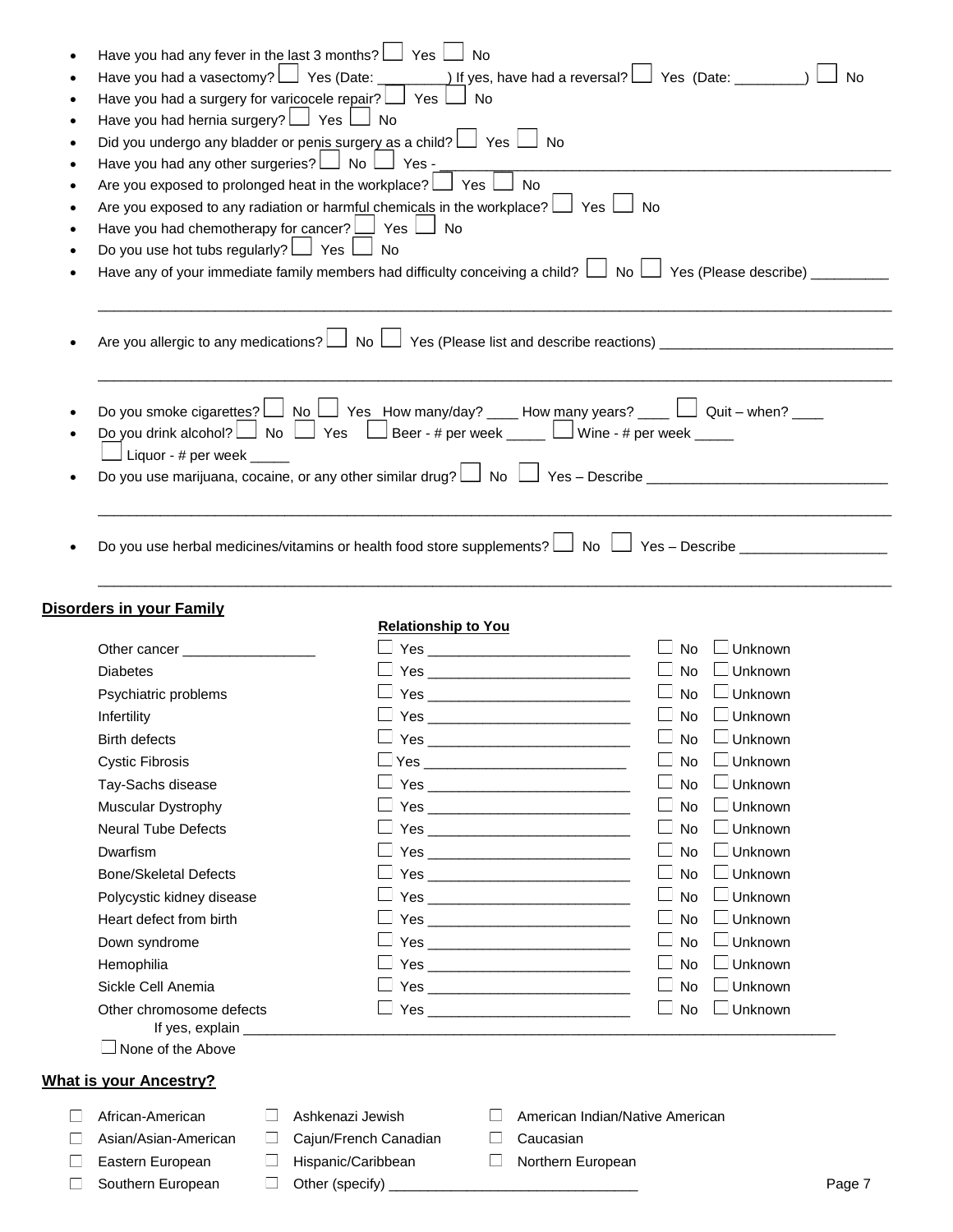- Have you had any fever in the last 3 months? ☐ Yes ☐ No
- Have you had a vasectomy? ☐ Yes (Date: ________) If yes, have had a reversal? ☐ Yes (Date: ________) ☐ No
- Have you had a surgery for varicocele repair? ☐ Yes ☐ No
- Have you had hernia surgery? ☐ Yes ☐ No
- Did you undergo any bladder or penis surgery as a child? ☐ Yes ☐ No
- Have you had any other surgeries? ☐ No ☐ Yes - ________________________________________________________
- Are you exposed to prolonged heat in the workplace? ☐ Yes ☐ No
- Are you exposed to any radiation or harmful chemicals in the workplace? ☐ Yes ☐ No
- Have you had chemotherapy for cancer? ☐ Yes ☐ No
- Do you use hot tubs regularly? ☐ Yes ☐ No
- Have any of your immediate family members had difficulty conceiving a child? ☐ No ☐ Yes (Please describe) _________

  ____________________________________________________________________________________________

- Are you allergic to any medications? ☐ No ☐ Yes (Please list and describe reactions) _____________________________

  ____________________________________________________________________________________________

- Do you smoke cigarettes? ☐ No ☐ Yes How many/day? ____ How many years? ____ ☐ Quit – when? ____
- Do you drink alcohol? ☐ No ☐ Yes ☐ Beer - # per week _____ ☐ Wine - # per week _____
  ☐ Liquor - # per week _____
- Do you use marijuana, cocaine, or any other similar drug? ☐ No ☐ Yes – Describe ______________________________

  ____________________________________________________________________________________________

- Do you use herbal medicines/vitamins or health food store supplements? ☐ No ☐ Yes – Describe __________________

  ____________________________________________________________________________________________

**Disorders in your Family**

| | Relationship to You | | |
|---|---|---|---|
| Other cancer _________________ | ☐ Yes _________________________ | ☐ No | ☐ Unknown |
| Diabetes | ☐ Yes _________________________ | ☐ No | ☐ Unknown |
| Psychiatric problems | ☐ Yes _________________________ | ☐ No | ☐ Unknown |
| Infertility | ☐ Yes _________________________ | ☐ No | ☐ Unknown |
| Birth defects | ☐ Yes _________________________ | ☐ No | ☐ Unknown |
| Cystic Fibrosis | ☐ Yes _________________________ | ☐ No | ☐ Unknown |
| Tay-Sachs disease | ☐ Yes _________________________ | ☐ No | ☐ Unknown |
| Muscular Dystrophy | ☐ Yes _________________________ | ☐ No | ☐ Unknown |
| Neural Tube Defects | ☐ Yes _________________________ | ☐ No | ☐ Unknown |
| Dwarfism | ☐ Yes _________________________ | ☐ No | ☐ Unknown |
| Bone/Skeletal Defects | ☐ Yes _________________________ | ☐ No | ☐ Unknown |
| Polycystic kidney disease | ☐ Yes _________________________ | ☐ No | ☐ Unknown |
| Heart defect from birth | ☐ Yes _________________________ | ☐ No | ☐ Unknown |
| Down syndrome | ☐ Yes _________________________ | ☐ No | ☐ Unknown |
| Hemophilia | ☐ Yes _________________________ | ☐ No | ☐ Unknown |
| Sickle Cell Anemia | ☐ Yes _________________________ | ☐ No | ☐ Unknown |
| Other chromosome defects | ☐ Yes _________________________ | ☐ No | ☐ Unknown |

If yes, explain ____________________________________________________________________________

☐ None of the Above

**What is your Ancestry?**

| | | |
|---|---|---|
| ☐ African-American | ☐ Ashkenazi Jewish | ☐ American Indian/Native American |
| ☐ Asian/Asian-American | ☐ Cajun/French Canadian | ☐ Caucasian |
| ☐ Eastern European | ☐ Hispanic/Caribbean | ☐ Northern European |
| ☐ Southern European | ☐ Other (specify) ______________________________ | |